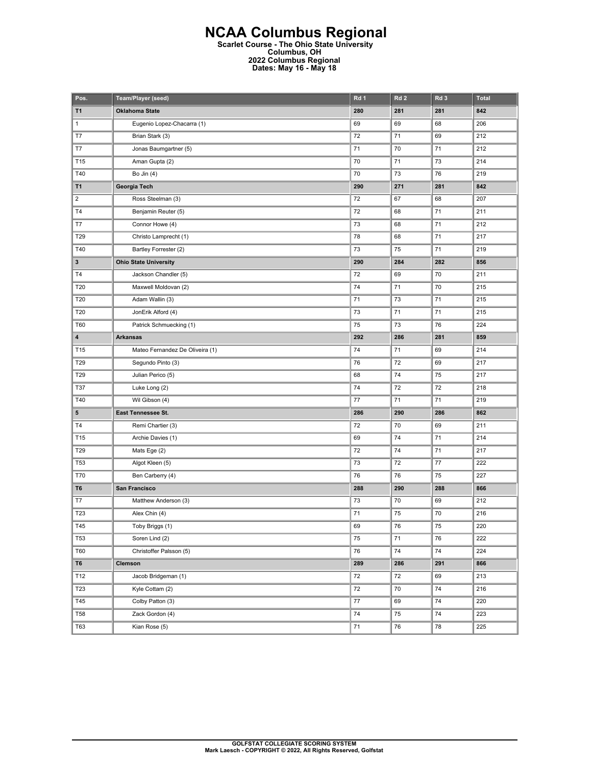# NCAA Columbus Regional

**Scarlet Course - The Ohio State University**
**Columbus, OH**
**2022 Columbus Regional**
**Dates: May 16 - May 18**

| Pos. | Team/Player (seed) | Rd 1 | Rd 2 | Rd 3 | Total |
|---|---|---|---|---|---|
| **T1** | **Oklahoma State** | **280** | **281** | **281** | **842** |
| 1 | Eugenio Lopez-Chacarra (1) | 69 | 69 | 68 | 206 |
| T7 | Brian Stark (3) | 72 | 71 | 69 | 212 |
| T7 | Jonas Baumgartner (5) | 71 | 70 | 71 | 212 |
| T15 | Aman Gupta (2) | 70 | 71 | 73 | 214 |
| T40 | Bo Jin (4) | 70 | 73 | 76 | 219 |
| **T1** | **Georgia Tech** | **290** | **271** | **281** | **842** |
| 2 | Ross Steelman (3) | 72 | 67 | 68 | 207 |
| T4 | Benjamin Reuter (5) | 72 | 68 | 71 | 211 |
| T7 | Connor Howe (4) | 73 | 68 | 71 | 212 |
| T29 | Christo Lamprecht (1) | 78 | 68 | 71 | 217 |
| T40 | Bartley Forrester (2) | 73 | 75 | 71 | 219 |
| **3** | **Ohio State University** | **290** | **284** | **282** | **856** |
| T4 | Jackson Chandler (5) | 72 | 69 | 70 | 211 |
| T20 | Maxwell Moldovan (2) | 74 | 71 | 70 | 215 |
| T20 | Adam Wallin (3) | 71 | 73 | 71 | 215 |
| T20 | JonErik Alford (4) | 73 | 71 | 71 | 215 |
| T60 | Patrick Schmuecking (1) | 75 | 73 | 76 | 224 |
| **4** | **Arkansas** | **292** | **286** | **281** | **859** |
| T15 | Mateo Fernandez De Oliveira (1) | 74 | 71 | 69 | 214 |
| T29 | Segundo Pinto (3) | 76 | 72 | 69 | 217 |
| T29 | Julian Perico (5) | 68 | 74 | 75 | 217 |
| T37 | Luke Long (2) | 74 | 72 | 72 | 218 |
| T40 | Wil Gibson (4) | 77 | 71 | 71 | 219 |
| **5** | **East Tennessee St.** | **286** | **290** | **286** | **862** |
| T4 | Remi Chartier (3) | 72 | 70 | 69 | 211 |
| T15 | Archie Davies (1) | 69 | 74 | 71 | 214 |
| T29 | Mats Ege (2) | 72 | 74 | 71 | 217 |
| T53 | Algot Kleen (5) | 73 | 72 | 77 | 222 |
| T70 | Ben Carberry (4) | 76 | 76 | 75 | 227 |
| **T6** | **San Francisco** | **288** | **290** | **288** | **866** |
| T7 | Matthew Anderson (3) | 73 | 70 | 69 | 212 |
| T23 | Alex Chin (4) | 71 | 75 | 70 | 216 |
| T45 | Toby Briggs (1) | 69 | 76 | 75 | 220 |
| T53 | Soren Lind (2) | 75 | 71 | 76 | 222 |
| T60 | Christoffer Palsson (5) | 76 | 74 | 74 | 224 |
| **T6** | **Clemson** | **289** | **286** | **291** | **866** |
| T12 | Jacob Bridgeman (1) | 72 | 72 | 69 | 213 |
| T23 | Kyle Cottam (2) | 72 | 70 | 74 | 216 |
| T45 | Colby Patton (3) | 77 | 69 | 74 | 220 |
| T58 | Zack Gordon (4) | 74 | 75 | 74 | 223 |
| T63 | Kian Rose (5) | 71 | 76 | 78 | 225 |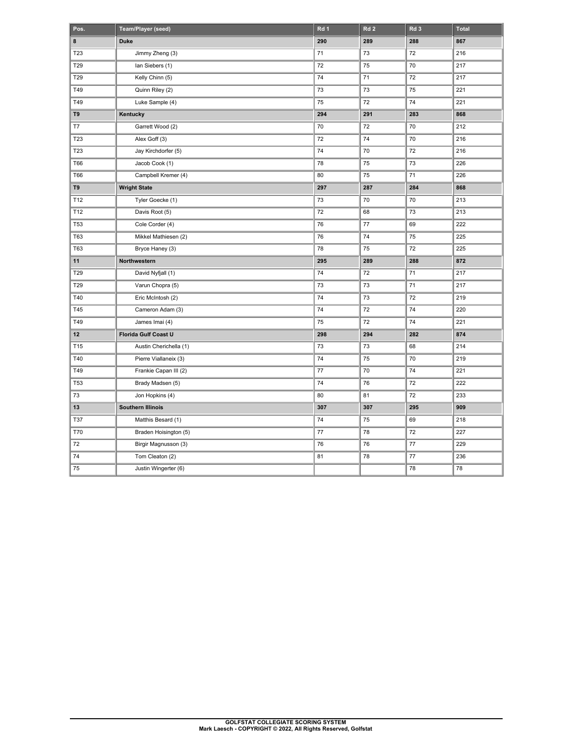| Pos. | Team/Player (seed) | Rd 1 | Rd 2 | Rd 3 | Total |
|---|---|---|---|---|---|
| **8** | **Duke** | **290** | **289** | **288** | **867** |
| T23 | Jimmy Zheng (3) | 71 | 73 | 72 | 216 |
| T29 | Ian Siebers (1) | 72 | 75 | 70 | 217 |
| T29 | Kelly Chinn (5) | 74 | 71 | 72 | 217 |
| T49 | Quinn Riley (2) | 73 | 73 | 75 | 221 |
| T49 | Luke Sample (4) | 75 | 72 | 74 | 221 |
| **T9** | **Kentucky** | **294** | **291** | **283** | **868** |
| T7 | Garrett Wood (2) | 70 | 72 | 70 | 212 |
| T23 | Alex Goff (3) | 72 | 74 | 70 | 216 |
| T23 | Jay Kirchdorfer (5) | 74 | 70 | 72 | 216 |
| T66 | Jacob Cook (1) | 78 | 75 | 73 | 226 |
| T66 | Campbell Kremer (4) | 80 | 75 | 71 | 226 |
| **T9** | **Wright State** | **297** | **287** | **284** | **868** |
| T12 | Tyler Goecke (1) | 73 | 70 | 70 | 213 |
| T12 | Davis Root (5) | 72 | 68 | 73 | 213 |
| T53 | Cole Corder (4) | 76 | 77 | 69 | 222 |
| T63 | Mikkel Mathiesen (2) | 76 | 74 | 75 | 225 |
| T63 | Bryce Haney (3) | 78 | 75 | 72 | 225 |
| **11** | **Northwestern** | **295** | **289** | **288** | **872** |
| T29 | David Nyfjall (1) | 74 | 72 | 71 | 217 |
| T29 | Varun Chopra (5) | 73 | 73 | 71 | 217 |
| T40 | Eric McIntosh (2) | 74 | 73 | 72 | 219 |
| T45 | Cameron Adam (3) | 74 | 72 | 74 | 220 |
| T49 | James Imai (4) | 75 | 72 | 74 | 221 |
| **12** | **Florida Gulf Coast U** | **298** | **294** | **282** | **874** |
| T15 | Austin Cherichella (1) | 73 | 73 | 68 | 214 |
| T40 | Pierre Viallaneix (3) | 74 | 75 | 70 | 219 |
| T49 | Frankie Capan III (2) | 77 | 70 | 74 | 221 |
| T53 | Brady Madsen (5) | 74 | 76 | 72 | 222 |
| 73 | Jon Hopkins (4) | 80 | 81 | 72 | 233 |
| **13** | **Southern Illinois** | **307** | **307** | **295** | **909** |
| T37 | Matthis Besard (1) | 74 | 75 | 69 | 218 |
| T70 | Braden Hoisington (5) | 77 | 78 | 72 | 227 |
| 72 | Birgir Magnusson (3) | 76 | 76 | 77 | 229 |
| 74 | Tom Cleaton (2) | 81 | 78 | 77 | 236 |
| 75 | Justin Wingerter (6) | | | 78 | 78 |

**GOLFSTAT COLLEGIATE SCORING SYSTEM**
**Mark Laesch - COPYRIGHT © 2022, All Rights Reserved, Golfstat**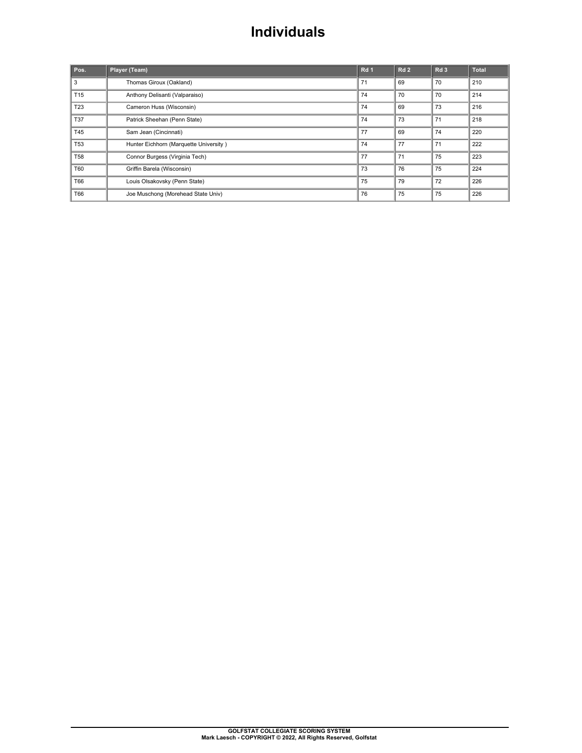# Individuals

| Pos. | Player (Team) | Rd 1 | Rd 2 | Rd 3 | Total |
|---|---|---|---|---|---|
| 3 | Thomas Giroux (Oakland) | 71 | 69 | 70 | 210 |
| T15 | Anthony Delisanti (Valparaiso) | 74 | 70 | 70 | 214 |
| T23 | Cameron Huss (Wisconsin) | 74 | 69 | 73 | 216 |
| T37 | Patrick Sheehan (Penn State) | 74 | 73 | 71 | 218 |
| T45 | Sam Jean (Cincinnati) | 77 | 69 | 74 | 220 |
| T53 | Hunter Eichhorn (Marquette University ) | 74 | 77 | 71 | 222 |
| T58 | Connor Burgess (Virginia Tech) | 77 | 71 | 75 | 223 |
| T60 | Griffin Barela (Wisconsin) | 73 | 76 | 75 | 224 |
| T66 | Louis Olsakovsky (Penn State) | 75 | 79 | 72 | 226 |
| T66 | Joe Muschong (Morehead State Univ) | 76 | 75 | 75 | 226 |

**GOLFSTAT COLLEGIATE SCORING SYSTEM**
**Mark Laesch - COPYRIGHT © 2022, All Rights Reserved, Golfstat**